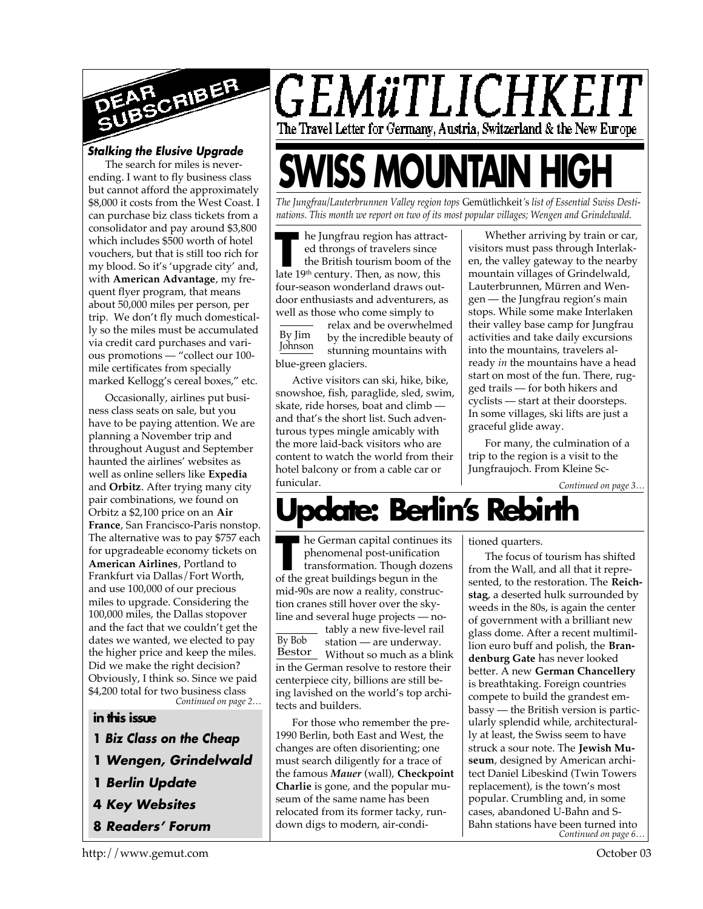# GEMüTLICHKEIT

The Travel Letter for Germany, Austria, Switzerland & the New Europe

## DEAR SUBSCRIBER

### Stalking the Elusive Upgrade

The search for miles is never-ending. I want to fly business class but cannot afford the approximately $8,000 it costs from the West Coast. I can purchase biz class tickets from a consolidator and pay around $3,800 which includes $500 worth of hotel vouchers, but that is still too rich for my blood. So it's 'upgrade city' and, with **American Advantage**, my frequent flyer program, that means about 50,000 miles per person, per trip. We don't fly much domestically so the miles must be accumulated via credit card purchases and various promotions — "collect our 100-mile certificates from specially marked Kellogg's cereal boxes," etc.

Occasionally, airlines put business class seats on sale, but you have to be paying attention. We are planning a November trip and throughout August and September haunted the airlines' websites as well as online sellers like **Expedia** and **Orbitz**. After trying many city pair combinations, we found on Orbitz a $2,100 price on an **Air France**, San Francisco-Paris nonstop. The alternative was to pay $757 each for upgradeable economy tickets on **American Airlines**, Portland to Frankfurt via Dallas/Fort Worth, and use 100,000 of our precious miles to upgrade. Considering the 100,000 miles, the Dallas stopover and the fact that we couldn't get the dates we wanted, we elected to pay the higher price and keep the miles. Did we make the right decision? Obviously, I think so. Since we paid $4,200 total for two business class

*Continued on page 2…*

### in this issue

- **1** ***Biz Class on the Cheap***
- **1** ***Wengen, Grindelwald***
- **1** ***Berlin Update***
- **4** ***Key Websites***
- **8** ***Readers' Forum***

# SWISS MOUNTAIN HIGH

*The Jungfrau/Lauterbrunnen Valley region tops* Gemütlichkeit*'s list of Essential Swiss Destinations. This month we report on two of its most popular villages; Wengen and Grindelwald.*

By Jim Johnson

The Jungfrau region has attracted throngs of travelers since the British tourism boom of the late 19th century. Then, as now, this four-season wonderland draws outdoor enthusiasts and adventurers, as well as those who come simply to relax and be overwhelmed by the incredible beauty of stunning mountains with blue-green glaciers.

Active visitors can ski, hike, bike, snowshoe, fish, paraglide, sled, swim, skate, ride horses, boat and climb — and that's the short list. Such adventurous types mingle amicably with the more laid-back visitors who are content to watch the world from their hotel balcony or from a cable car or funicular.

Whether arriving by train or car, visitors must pass through Interlaken, the valley gateway to the nearby mountain villages of Grindelwald, Lauterbrunnen, Mürren and Wengen — the Jungfrau region's main stops. While some make Interlaken their valley base camp for Jungfrau activities and take daily excursions into the mountains, travelers already *in* the mountains have a head start on most of the fun. There, rugged trails — for both hikers and cyclists — start at their doorsteps. In some villages, ski lifts are just a graceful glide away.

For many, the culmination of a trip to the region is a visit to the Jungfraujoch. From Kleine Sc-

*Continued on page 3…*

# Update: Berlin's Rebirth

By Bob Bestor

The German capital continues its phenomenal post-unification transformation. Though dozens of the great buildings begun in the mid-90s are now a reality, construction cranes still hover over the skyline and several huge projects — notably a new five-level rail station — are underway. Without so much as a blink in the German resolve to restore their centerpiece city, billions are still being lavished on the world's top architects and builders.

For those who remember the pre-1990 Berlin, both East and West, the changes are often disorienting; one must search diligently for a trace of the famous ***Mauer*** (wall), **Checkpoint Charlie** is gone, and the popular museum of the same name has been relocated from its former tacky, rundown digs to modern, air-conditioned quarters.

The focus of tourism has shifted from the Wall, and all that it represented, to the restoration. The **Reichstag**, a deserted hulk surrounded by weeds in the 80s, is again the center of government with a brilliant new glass dome. After a recent multimillion euro buff and polish, the **Brandenburg Gate** has never looked better. A new **German Chancellery** is breathtaking. Foreign countries compete to build the grandest embassy — the British version is particularly splendid while, architecturally at least, the Swiss seem to have struck a sour note. The **Jewish Museum**, designed by American architect Daniel Libeskind (Twin Towers replacement), is the town's most popular. Crumbling and, in some cases, abandoned U-Bahn and S-Bahn stations have been turned into

*Continued on page 6…*

http://www.gemut.com

October 03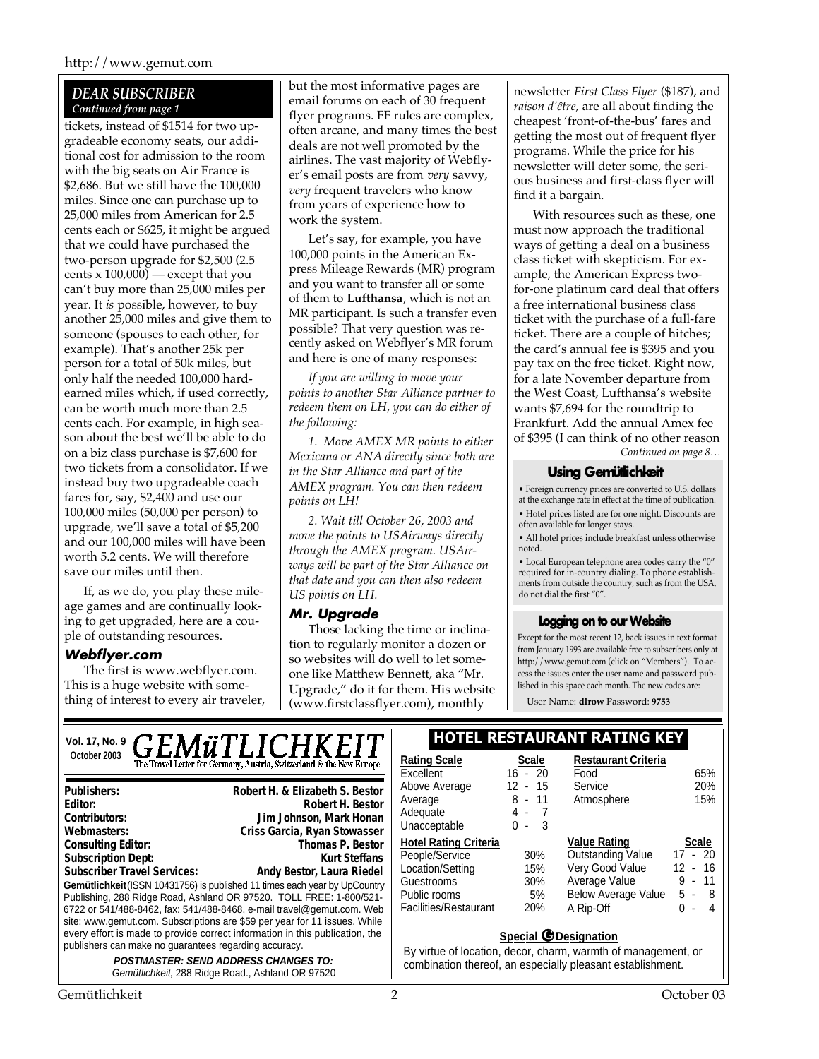## *DEAR SUBSCRIBER*

*Continued from page 1*

tickets, instead of $1514 for two upgradeable economy seats, our additional cost for admission to the room with the big seats on Air France is $2,686. But we still have the 100,000 miles. Since one can purchase up to 25,000 miles from American for 2.5 cents each or $625, it might be argued that we could have purchased the two-person upgrade for $2,500 (2.5 cents x 100,000) — except that you can't buy more than 25,000 miles per year. It *is* possible, however, to buy another 25,000 miles and give them to someone (spouses to each other, for example). That's another 25k per person for a total of 50k miles, but only half the needed 100,000 hard-earned miles which, if used correctly, can be worth much more than 2.5 cents each. For example, in high season about the best we'll be able to do on a biz class purchase is $7,600 for two tickets from a consolidator. If we instead buy two upgradeable coach fares for, say, $2,400 and use our 100,000 miles (50,000 per person) to upgrade, we'll save a total of $5,200 and our 100,000 miles will have been worth 5.2 cents. We will therefore save our miles until then.

If, as we do, you play these mileage games and are continually looking to get upgraded, here are a couple of outstanding resources.

### *Webflyer.com*

The first is www.webflyer.com. This is a huge website with something of interest to every air traveler, but the most informative pages are email forums on each of 30 frequent flyer programs. FF rules are complex, often arcane, and many times the best deals are not well promoted by the airlines. The vast majority of Webflyer's email posts are from *very* savvy, *very* frequent travelers who know from years of experience how to work the system.

Let's say, for example, you have 100,000 points in the American Express Mileage Rewards (MR) program and you want to transfer all or some of them to **Lufthansa**, which is not an MR participant. Is such a transfer even possible? That very question was recently asked on Webflyer's MR forum and here is one of many responses:

*If you are willing to move your points to another Star Alliance partner to redeem them on LH, you can do either of the following:*

*1. Move AMEX MR points to either Mexicana or ANA directly since both are in the Star Alliance and part of the AMEX program. You can then redeem points on LH!*

*2. Wait till October 26, 2003 and move the points to USAirways directly through the AMEX program. USAirways will be part of the Star Alliance on that date and you can then also redeem US points on LH.*

### *Mr. Upgrade*

Those lacking the time or inclination to regularly monitor a dozen or so websites will do well to let someone like Matthew Bennett, aka "Mr. Upgrade," do it for them. His website (www.firstclassflyer.com), monthly newsletter *First Class Flyer* ($187), and *raison d'être,* are all about finding the cheapest 'front-of-the-bus' fares and getting the most out of frequent flyer programs. While the price for his newsletter will deter some, the serious business and first-class flyer will find it a bargain.

With resources such as these, one must now approach the traditional ways of getting a deal on a business class ticket with skepticism. For example, the American Express two-for-one platinum card deal that offers a free international business class ticket with the purchase of a full-fare ticket. There are a couple of hitches; the card's annual fee is $395 and you pay tax on the free ticket. Right now, for a late November departure from the West Coast, Lufthansa's website wants $7,694 for the roundtrip to Frankfurt. Add the annual Amex fee of $395 (I can think of no other reason

*Continued on page 8…*

### Using Gemütlichkeit

- Foreign currency prices are converted to U.S. dollars at the exchange rate in effect at the time of publication.
- Hotel prices listed are for one night. Discounts are often available for longer stays.
- All hotel prices include breakfast unless otherwise noted.
- Local European telephone area codes carry the "0" required for in-country dialing. To phone establishments from outside the country, such as from the USA, do not dial the first "0".

### Logging on to our Website

Except for the most recent 12, back issues in text format from January 1993 are available free to subscribers only at http://www.gemut.com (click on "Members"). To access the issues enter the user name and password published in this space each month. The new codes are:

User Name: **dlrow** Password: **9753**

---

Vol. 17, No. 9
October 2003

# GEMüTLICHKEIT

The Travel Letter for Germany, Austria, Switzerland & the New Europe

| | |
|---|---|
| **Publishers:** | **Robert H. & Elizabeth S. Bestor** |
| **Editor:** | **Robert H. Bestor** |
| **Contributors:** | **Jim Johnson, Mark Honan** |
| **Webmasters:** | **Criss Garcia, Ryan Stowasser** |
| **Consulting Editor:** | **Thomas P. Bestor** |
| **Subscription Dept:** | **Kurt Steffans** |
| **Subscriber Travel Services:** | **Andy Bestor, Laura Riedel** |

**Gemütlichkeit** (ISSN 10431756) is published 11 times each year by UpCountry Publishing, 288 Ridge Road, Ashland OR 97520. TOLL FREE: 1-800/521-6722 or 541/488-8462, fax: 541/488-8468, e-mail travel@gemut.com. Web site: www.gemut.com. Subscriptions are $59 per year for 11 issues. While every effort is made to provide correct information in this publication, the publishers can make no guarantees regarding accuracy.

***POSTMASTER: SEND ADDRESS CHANGES TO:***
*Gemütlichkeit*, 288 Ridge Road., Ashland OR 97520

## HOTEL RESTAURANT RATING KEY

| **Rating Scale** | **Scale** |
|---|---|
| Excellent | 16 - 20 |
| Above Average | 12 - 15 |
| Average | 8 - 11 |
| Adequate | 4 - 7 |
| Unacceptable | 0 - 3 |

| **Restaurant Criteria** | |
|---|---|
| Food | 65% |
| Service | 20% |
| Atmosphere | 15% |

| **Hotel Rating Criteria** | |
|---|---|
| People/Service | 30% |
| Location/Setting | 15% |
| Guestrooms | 30% |
| Public rooms | 5% |
| Facilities/Restaurant | 20% |

| **Value Rating** | **Scale** |
|---|---|
| Outstanding Value | 17 - 20 |
| Very Good Value | 12 - 16 |
| Average Value | 9 - 11 |
| Below Average Value | 5 - 8 |
| A Rip-Off | 0 - 4 |

**Special G Designation**

By virtue of location, decor, charm, warmth of management, or combination thereof, an especially pleasant establishment.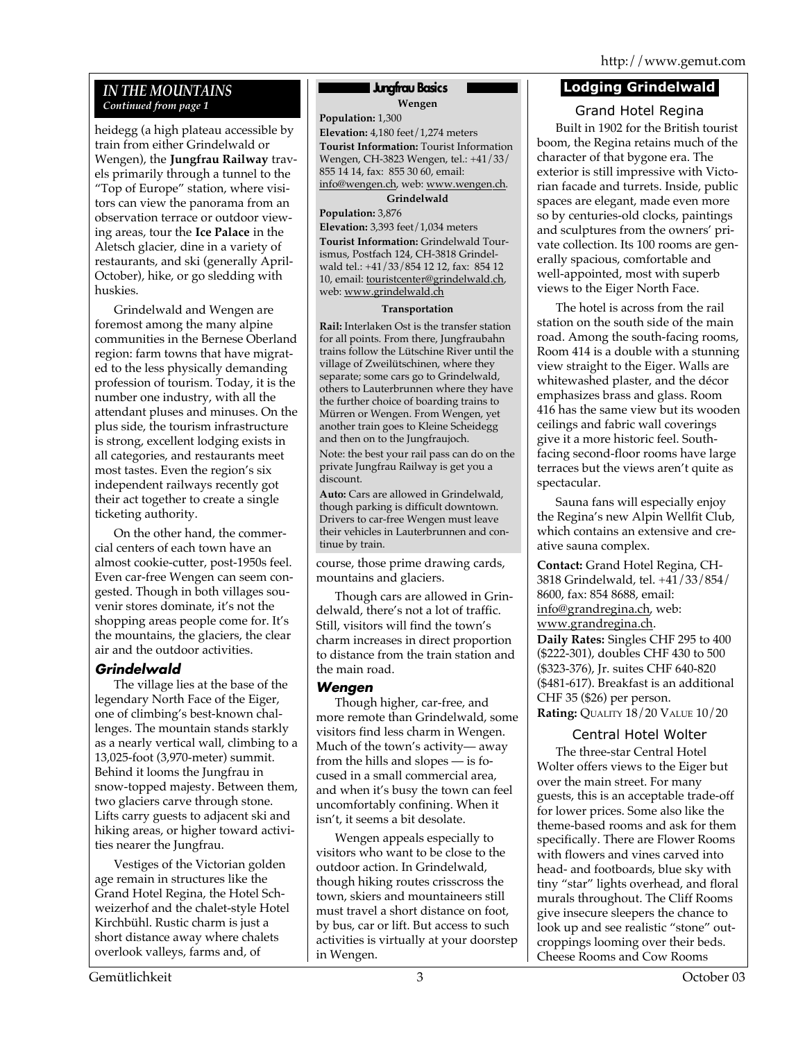## IN THE MOUNTAINS

*Continued from page 1*

heidegg (a high plateau accessible by train from either Grindelwald or Wengen), the **Jungfrau Railway** travels primarily through a tunnel to the "Top of Europe" station, where visitors can view the panorama from an observation terrace or outdoor viewing areas, tour the **Ice Palace** in the Aletsch glacier, dine in a variety of restaurants, and ski (generally April-October), hike, or go sledding with huskies.

Grindelwald and Wengen are foremost among the many alpine communities in the Bernese Oberland region: farm towns that have migrated to the less physically demanding profession of tourism. Today, it is the number one industry, with all the attendant pluses and minuses. On the plus side, the tourism infrastructure is strong, excellent lodging exists in all categories, and restaurants meet most tastes. Even the region's six independent railways recently got their act together to create a single ticketing authority.

On the other hand, the commercial centers of each town have an almost cookie-cutter, post-1950s feel. Even car-free Wengen can seem congested. Though in both villages souvenir stores dominate, it's not the shopping areas people come for. It's the mountains, the glaciers, the clear air and the outdoor activities.

### *Grindelwald*

The village lies at the base of the legendary North Face of the Eiger, one of climbing's best-known challenges. The mountain stands starkly as a nearly vertical wall, climbing to a 13,025-foot (3,970-meter) summit. Behind it looms the Jungfrau in snow-topped majesty. Between them, two glaciers carve through stone. Lifts carry guests to adjacent ski and hiking areas, or higher toward activities nearer the Jungfrau.

Vestiges of the Victorian golden age remain in structures like the Grand Hotel Regina, the Hotel Schweizerhof and the chalet-style Hotel Kirchbühl. Rustic charm is just a short distance away where chalets overlook valleys, farms and, of course, those prime drawing cards, mountains and glaciers.

Though cars are allowed in Grindelwald, there's not a lot of traffic. Still, visitors will find the town's charm increases in direct proportion to distance from the train station and the main road.

### *Wengen*

Though higher, car-free, and more remote than Grindelwald, some visitors find less charm in Wengen. Much of the town's activity— away from the hills and slopes — is focused in a small commercial area, and when it's busy the town can feel uncomfortably confining. When it isn't, it seems a bit desolate.

Wengen appeals especially to visitors who want to be close to the outdoor action. In Grindelwald, though hiking routes crisscross the town, skiers and mountaineers still must travel a short distance on foot, by bus, car or lift. But access to such activities is virtually at your doorstep in Wengen.

---

### Jungfrau Basics

**Wengen**

**Population:** 1,300

**Elevation:** 4,180 feet/1,274 meters

**Tourist Information:** Tourist Information Wengen, CH-3823 Wengen, tel.: +41/33/855 14 14, fax: 855 30 60, email: info@wengen.ch, web: www.wengen.ch.

**Grindelwald**

**Population:** 3,876

**Elevation:** 3,393 feet/1,034 meters

**Tourist Information:** Grindelwald Tourismus, Postfach 124, CH-3818 Grindelwald tel.: +41/33/854 12 12, fax: 854 12 10, email: touristcenter@grindelwald.ch, web: www.grindelwald.ch

**Transportation**

**Rail:** Interlaken Ost is the transfer station for all points. From there, Jungfraubahn trains follow the Lütschine River until the village of Zweilütschinen, where they separate; some cars go to Grindelwald, others to Lauterbrunnen where they have the further choice of boarding trains to Mürren or Wengen. From Wengen, yet another train goes to Kleine Scheidegg and then on to the Jungfraujoch.

Note: the best your rail pass can do on the private Jungfrau Railway is get you a discount.

**Auto:** Cars are allowed in Grindelwald, though parking is difficult downtown. Drivers to car-free Wengen must leave their vehicles in Lauterbrunnen and continue by train.

---

## Lodging Grindelwald

### Grand Hotel Regina

Built in 1902 for the British tourist boom, the Regina retains much of the character of that bygone era. The exterior is still impressive with Victorian facade and turrets. Inside, public spaces are elegant, made even more so by centuries-old clocks, paintings and sculptures from the owners' private collection. Its 100 rooms are generally spacious, comfortable and well-appointed, most with superb views to the Eiger North Face.

The hotel is across from the rail station on the south side of the main road. Among the south-facing rooms, Room 414 is a double with a stunning view straight to the Eiger. Walls are whitewashed plaster, and the décor emphasizes brass and glass. Room 416 has the same view but its wooden ceilings and fabric wall coverings give it a more historic feel. South-facing second-floor rooms have large terraces but the views aren't quite as spectacular.

Sauna fans will especially enjoy the Regina's new Alpin Wellfit Club, which contains an extensive and creative sauna complex.

**Contact:** Grand Hotel Regina, CH-3818 Grindelwald, tel. +41/33/854/8600, fax: 854 8688, email: info@grandregina.ch, web: www.grandregina.ch.

**Daily Rates:** Singles CHF 295 to 400 ($222-301), doubles CHF 430 to 500 ($323-376), Jr. suites CHF 640-820 ($481-617). Breakfast is an additional CHF 35 ($26) per person.

**Rating:** QUALITY 18/20 VALUE 10/20

### Central Hotel Wolter

The three-star Central Hotel Wolter offers views to the Eiger but over the main street. For many guests, this is an acceptable trade-off for lower prices. Some also like the theme-based rooms and ask for them specifically. There are Flower Rooms with flowers and vines carved into head- and footboards, blue sky with tiny "star" lights overhead, and floral murals throughout. The Cliff Rooms give insecure sleepers the chance to look up and see realistic "stone" outcroppings looming over their beds. Cheese Rooms and Cow Rooms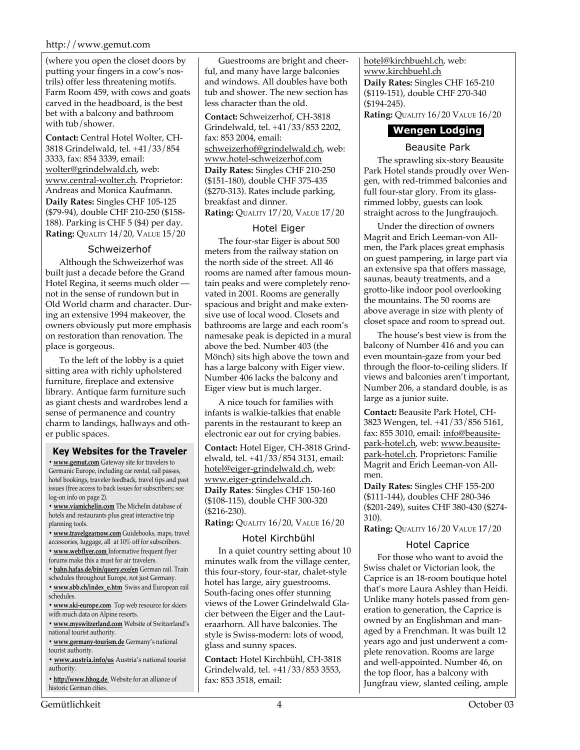(where you open the closet doors by putting your fingers in a cow's nostrils) offer less threatening motifs. Farm Room 459, with cows and goats carved in the headboard, is the best bet with a balcony and bathroom with tub/shower.

**Contact:** Central Hotel Wolter, CH-3818 Grindelwald, tel. +41/33/854 3333, fax: 854 3339, email: wolter@grindelwald.ch, web: www.central-wolter.ch. Proprietor: Andreas and Monica Kaufmann.
**Daily Rates:** Singles CHF 105-125 ($79-94), double CHF 210-250 ($158-188). Parking is CHF 5 ($4) per day.
**Rating:** QUALITY 14/20, VALUE 15/20

### Schweizerhof

Although the Schweizerhof was built just a decade before the Grand Hotel Regina, it seems much older — not in the sense of rundown but in Old World charm and character. During an extensive 1994 makeover, the owners obviously put more emphasis on restoration than renovation. The place is gorgeous.

To the left of the lobby is a quiet sitting area with richly upholstered furniture, fireplace and extensive library. Antique farm furniture such as giant chests and wardrobes lend a sense of permanence and country charm to landings, hallways and other public spaces.

Guestrooms are bright and cheerful, and many have large balconies and windows. All doubles have both tub and shower. The new section has less character than the old.

**Contact:** Schweizerhof, CH-3818 Grindelwald, tel. +41/33/853 2202, fax: 853 2004, email: schweizerhof@grindelwald.ch, web: www.hotel-schweizerhof.com
**Daily Rates:** Singles CHF 210-250 ($151-180), double CHF 375-435 ($270-313). Rates include parking, breakfast and dinner.
**Rating:** QUALITY 17/20, VALUE 17/20

### Hotel Eiger

The four-star Eiger is about 500 meters from the railway station on the north side of the street. All 46 rooms are named after famous mountain peaks and were completely renovated in 2001. Rooms are generally spacious and bright and make extensive use of local wood. Closets and bathrooms are large and each room's namesake peak is depicted in a mural above the bed. Number 403 (the Mönch) sits high above the town and has a large balcony with Eiger view. Number 406 lacks the balcony and Eiger view but is much larger.

A nice touch for families with infants is walkie-talkies that enable parents in the restaurant to keep an electronic ear out for crying babies.

**Contact:** Hotel Eiger, CH-3818 Grindelwald, tel. +41/33/854 3131, email: hotel@eiger-grindelwald.ch, web: www.eiger-grindelwald.ch.
**Daily Rates**: Singles CHF 150-160 ($108-115), double CHF 300-320 ($216-230).
**Rating:** QUALITY 16/20, VALUE 16/20

### Hotel Kirchbühl

In a quiet country setting about 10 minutes walk from the village center, this four-story, four-star, chalet-style hotel has large, airy guestrooms. South-facing ones offer stunning views of the Lower Grindelwald Glacier between the Eiger and the Lauteraarhorn. All have balconies. The style is Swiss-modern: lots of wood, glass and sunny spaces.

**Contact:** Hotel Kirchbühl, CH-3818 Grindelwald, tel. +41/33/853 3553, fax: 853 3518, email: hotel@kirchbuehl.ch, web: www.kirchbuehl.ch
**Daily Rates:** Singles CHF 165-210 ($119-151), double CHF 270-340 ($194-245).
**Rating:** QUALITY 16/20 VALUE 16/20

## Wengen Lodging

### Beausite Park

The sprawling six-story Beausite Park Hotel stands proudly over Wengen, with red-trimmed balconies and full four-star glory. From its glass-rimmed lobby, guests can look straight across to the Jungfraujoch.

Under the direction of owners Magrit and Erich Leeman-von Allmen, the Park places great emphasis on guest pampering, in large part via an extensive spa that offers massage, saunas, beauty treatments, and a grotto-like indoor pool overlooking the mountains. The 50 rooms are above average in size with plenty of closet space and room to spread out.

The house's best view is from the balcony of Number 416 and you can even mountain-gaze from your bed through the floor-to-ceiling sliders. If views and balconies aren't important, Number 206, a standard double, is as large as a junior suite.

**Contact:** Beausite Park Hotel, CH-3823 Wengen, tel. +41/33/856 5161, fax: 855 3010, email: info@beausite-park-hotel.ch, web: www.beausite-park-hotel.ch. Proprietors: Familie Magrit and Erich Leeman-von Allmen.
**Daily Rates:** Singles CHF 155-200 ($111-144), doubles CHF 280-346 ($201-249), suites CHF 380-430 ($274-310).
**Rating:** QUALITY 16/20 VALUE 17/20

### Hotel Caprice

For those who want to avoid the Swiss chalet or Victorian look, the Caprice is an 18-room boutique hotel that's more Laura Ashley than Heidi. Unlike many hotels passed from generation to generation, the Caprice is owned by an Englishman and managed by a Frenchman. It was built 12 years ago and just underwent a complete renovation. Rooms are large and well-appointed. Number 46, on the top floor, has a balcony with Jungfrau view, slanted ceiling, ample

---

### Key Websites for the Traveler

- **www.gemut.com** Gateway site for travelers to Germanic Europe, including car rental, rail passes, hotel bookings, traveler feedback, travel tips and past issues (free access to back issues for subscribers; see log-on info on page 2).
- **www.viamichelin.com** The Michelin database of hotels and restaurants plus great interactive trip planning tools.
- **www.travelgearnow.com** Guidebooks, maps, travel accessories, luggage, all at 10% off for subscribers.
- **www.webflyer.com** Informative frequent flyer forums make this a must for air travelers.
- **bahn.hafas.de/bin/query.exe/en** German rail. Train schedules throughout Europe, not just Germany.
- **www.sbb.ch/index_e.htm** Swiss and European rail schedules.
- **www.ski-europe.com** Top web resource for skiers with much data on Alpine resorts.
- **www.myswitzerland.com** Website of Switzerland's national tourist authority.
- **www.germany-tourism.de** Germany's national tourist authority.
- **www.austria.info/us** Austria's national tourist authority.
- **http://www.hhog.de** Website for an alliance of historic German cities.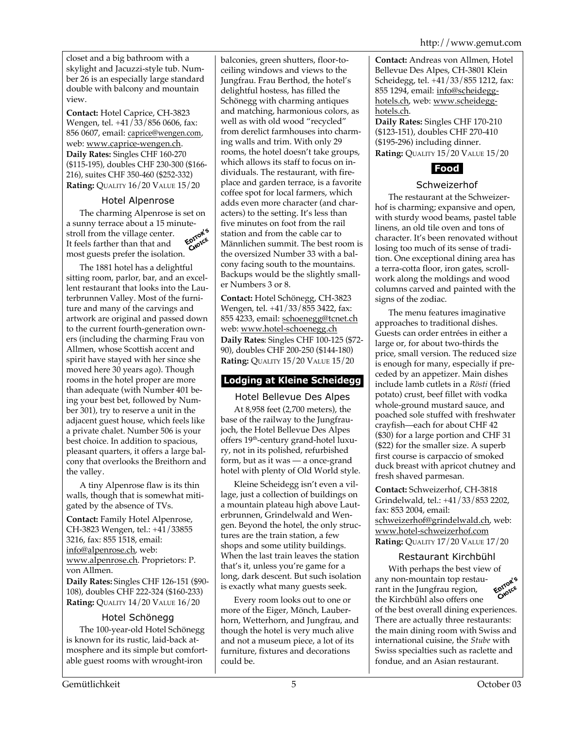closet and a big bathroom with a skylight and Jacuzzi-style tub. Number 26 is an especially large standard double with balcony and mountain view.

**Contact:** Hotel Caprice, CH-3823 Wengen, tel. +41/33/856 0606, fax: 856 0607, email: caprice@wengen.com, web: www.caprice-wengen.ch.
**Daily Rates:** Singles CHF 160-270 ($115-195), doubles CHF 230-300 ($166-216), suites CHF 350-460 ($252-332)
**Rating:** QUALITY 16/20 VALUE 15/20

### Hotel Alpenrose

EDITOR'S CHOICE

The charming Alpenrose is set on a sunny terrace about a 15 minute-stroll from the village center. It feels farther than that and most guests prefer the isolation.

The 1881 hotel has a delightful sitting room, parlor, bar, and an excellent restaurant that looks into the Lauterbrunnen Valley. Most of the furniture and many of the carvings and artwork are original and passed down to the current fourth-generation owners (including the charming Frau von Allmen, whose Scottish accent and spirit have stayed with her since she moved here 30 years ago). Though rooms in the hotel proper are more than adequate (with Number 401 being your best bet, followed by Number 301), try to reserve a unit in the adjacent guest house, which feels like a private chalet. Number 506 is your best choice. In addition to spacious, pleasant quarters, it offers a large balcony that overlooks the Breithorn and the valley.

A tiny Alpenrose flaw is its thin walls, though that is somewhat mitigated by the absence of TVs.

**Contact:** Family Hotel Alpenrose, CH-3823 Wengen, tel.: +41/33855 3216, fax: 855 1518, email: info@alpenrose.ch, web: www.alpenrose.ch. Proprietors: P. von Allmen.
**Daily Rates:** Singles CHF 126-151 ($90-108), doubles CHF 222-324 ($160-233)
**Rating:** QUALITY 14/20 VALUE 16/20

### Hotel Schönegg

The 100-year-old Hotel Schönegg is known for its rustic, laid-back atmosphere and its simple but comfortable guest rooms with wrought-iron balconies, green shutters, floor-to-ceiling windows and views to the Jungfrau. Frau Berthod, the hotel's delightful hostess, has filled the Schönegg with charming antiques and matching, harmonious colors, as well as with old wood "recycled" from derelict farmhouses into charming walls and trim. With only 29 rooms, the hotel doesn't take groups, which allows its staff to focus on individuals. The restaurant, with fireplace and garden terrace, is a favorite coffee spot for local farmers, which adds even more character (and characters) to the setting. It's less than five minutes on foot from the rail station and from the cable car to Männlichen summit. The best room is the oversized Number 33 with a balcony facing south to the mountains. Backups would be the slightly smaller Numbers 3 or 8.

**Contact:** Hotel Schönegg, CH-3823 Wengen, tel. +41/33/855 3422, fax: 855 4233, email: schoenegg@tcnet.ch web: www.hotel-schoenegg.ch
**Daily Rates**: Singles CHF 100-125 ($72-90), doubles CHF 200-250 ($144-180)
**Rating:** QUALITY 15/20 VALUE 15/20

## Lodging at Kleine Scheidegg

### Hotel Bellevue Des Alpes

At 8,958 feet (2,700 meters), the base of the railway to the Jungfraujoch, the Hotel Bellevue Des Alpes offers 19th-century grand-hotel luxury, not in its polished, refurbished form, but as it was — a once-grand hotel with plenty of Old World style.

Kleine Scheidegg isn't even a village, just a collection of buildings on a mountain plateau high above Lauterbrunnen, Grindelwald and Wengen. Beyond the hotel, the only structures are the train station, a few shops and some utility buildings. When the last train leaves the station that's it, unless you're game for a long, dark descent. But such isolation is exactly what many guests seek.

Every room looks out to one or more of the Eiger, Mönch, Lauberhorn, Wetterhorn, and Jungfrau, and though the hotel is very much alive and not a museum piece, a lot of its furniture, fixtures and decorations could be.

**Contact:** Andreas von Allmen, Hotel Bellevue Des Alpes, CH-3801 Klein Scheidegg, tel. +41/33/855 1212, fax: 855 1294, email: info@scheidegg-hotels.ch, web: www.scheidegg-hotels.ch.
**Daily Rates:** Singles CHF 170-210 ($123-151), doubles CHF 270-410 ($195-296) including dinner.
**Rating:** QUALITY 15/20 VALUE 15/20

## Food

### Schweizerhof

The restaurant at the Schweizerhof is charming; expansive and open, with sturdy wood beams, pastel table linens, an old tile oven and tons of character. It's been renovated without losing too much of its sense of tradition. One exceptional dining area has a terra-cotta floor, iron gates, scrollwork along the moldings and wood columns carved and painted with the signs of the zodiac.

The menu features imaginative approaches to traditional dishes. Guests can order entrées in either a large or, for about two-thirds the price, small version. The reduced size is enough for many, especially if preceded by an appetizer. Main dishes include lamb cutlets in a *Rösti* (fried potato) crust, beef fillet with vodka whole-ground mustard sauce, and poached sole stuffed with freshwater crayfish—each for about CHF 42 ($30) for a large portion and CHF 31 ($22) for the smaller size. A superb first course is carpaccio of smoked duck breast with apricot chutney and fresh shaved parmesan.

**Contact:** Schweizerhof, CH-3818 Grindelwald, tel.: +41/33/853 2202, fax: 853 2004, email: schweizerhof@grindelwald.ch, web: www.hotel-schweizerhof.com
**Rating:** QUALITY 17/20 VALUE 17/20

### Restaurant Kirchbühl

EDITOR'S CHOICE

With perhaps the best view of any non-mountain top restaurant in the Jungfrau region, the Kirchbühl also offers one of the best overall dining experiences. There are actually three restaurants: the main dining room with Swiss and international cuisine, the *Stube* with Swiss specialties such as raclette and fondue, and an Asian restaurant.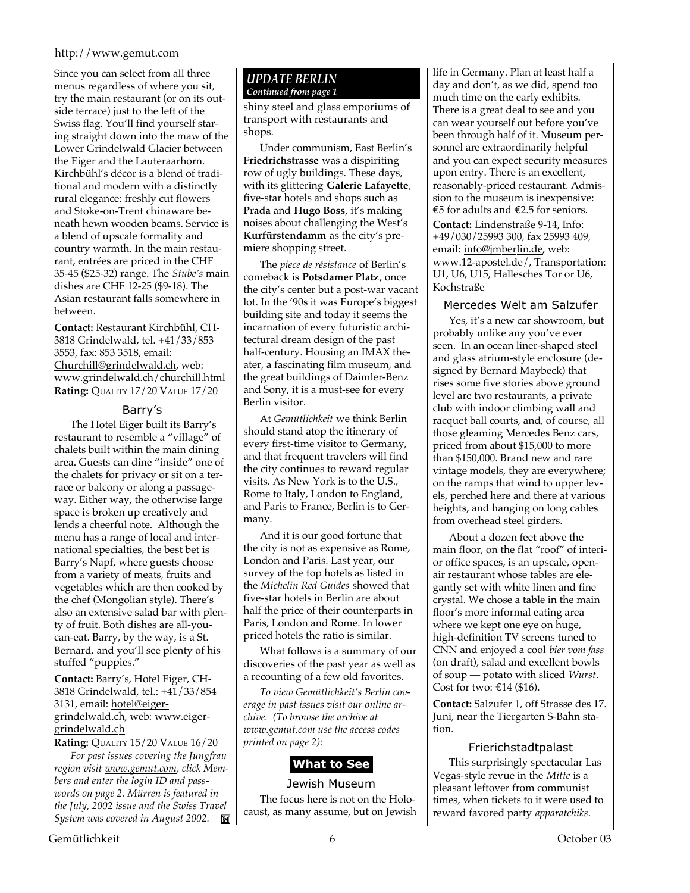Since you can select from all three menus regardless of where you sit, try the main restaurant (or on its outside terrace) just to the left of the Swiss flag. You'll find yourself staring straight down into the maw of the Lower Grindelwald Glacier between the Eiger and the Lauteraarhorn. Kirchbühl's décor is a blend of traditional and modern with a distinctly rural elegance: freshly cut flowers and Stoke-on-Trent chinaware beneath hewn wooden beams. Service is a blend of upscale formality and country warmth. In the main restaurant, entrées are priced in the CHF 35-45 ($25-32) range. The *Stube's* main dishes are CHF 12-25 ($9-18). The Asian restaurant falls somewhere in between.

**Contact:** Restaurant Kirchbühl, CH-3818 Grindelwald, tel. +41/33/853 3553, fax: 853 3518, email: Churchill@grindelwald.ch, web: www.grindelwald.ch/churchill.html
**Rating:** QUALITY 17/20 VALUE 17/20

### Barry's

The Hotel Eiger built its Barry's restaurant to resemble a "village" of chalets built within the main dining area. Guests can dine "inside" one of the chalets for privacy or sit on a terrace or balcony or along a passageway. Either way, the otherwise large space is broken up creatively and lends a cheerful note. Although the menu has a range of local and international specialties, the best bet is Barry's Napf, where guests choose from a variety of meats, fruits and vegetables which are then cooked by the chef (Mongolian style). There's also an extensive salad bar with plenty of fruit. Both dishes are all-you-can-eat. Barry, by the way, is a St. Bernard, and you'll see plenty of his stuffed "puppies."

**Contact:** Barry's, Hotel Eiger, CH-3818 Grindelwald, tel.: +41/33/854 3131, email: hotel@eiger-grindelwald.ch, web: www.eiger-grindelwald.ch
**Rating:** QUALITY 15/20 VALUE 16/20

*For past issues covering the Jungfrau region visit www.gemut.com, click Members and enter the login ID and passwords on page 2. Mürren is featured in the July, 2002 issue and the Swiss Travel System was covered in August 2002.*

## UPDATE BERLIN
*Continued from page 1*

shiny steel and glass emporiums of transport with restaurants and shops.

Under communism, East Berlin's **Friedrichstrasse** was a dispiriting row of ugly buildings. These days, with its glittering **Galerie Lafayette**, five-star hotels and shops such as **Prada** and **Hugo Boss**, it's making noises about challenging the West's **Kurfürstendamm** as the city's premiere shopping street.

The *piece de résistance* of Berlin's comeback is **Potsdamer Platz**, once the city's center but a post-war vacant lot. In the '90s it was Europe's biggest building site and today it seems the incarnation of every futuristic architectural dream design of the past half-century. Housing an IMAX theater, a fascinating film museum, and the great buildings of Daimler-Benz and Sony, it is a must-see for every Berlin visitor.

At *Gemütlichkeit* we think Berlin should stand atop the itinerary of every first-time visitor to Germany, and that frequent travelers will find the city continues to reward regular visits. As New York is to the U.S., Rome to Italy, London to England, and Paris to France, Berlin is to Germany.

And it is our good fortune that the city is not as expensive as Rome, London and Paris. Last year, our survey of the top hotels as listed in the *Michelin Red Guides* showed that five-star hotels in Berlin are about half the price of their counterparts in Paris, London and Rome. In lower priced hotels the ratio is similar.

What follows is a summary of our discoveries of the past year as well as a recounting of a few old favorites.

*To view Gemütlichkeit's Berlin coverage in past issues visit our online archive. (To browse the archive at www.gemut.com use the access codes printed on page 2):*

## What to See

### Jewish Museum

The focus here is not on the Holocaust, as many assume, but on Jewish life in Germany. Plan at least half a day and don't, as we did, spend too much time on the early exhibits. There is a great deal to see and you can wear yourself out before you've been through half of it. Museum personnel are extraordinarily helpful and you can expect security measures upon entry. There is an excellent, reasonably-priced restaurant. Admission to the museum is inexpensive: €5 for adults and €2.5 for seniors.

**Contact:** Lindenstraße 9-14, Info: +49/030/25993 300, fax 25993 409, email: info@jmberlin.de, web: www.12-apostel.de/, Transportation: U1, U6, U15, Hallesches Tor or U6, Kochstraße

### Mercedes Welt am Salzufer

Yes, it's a new car showroom, but probably unlike any you've ever seen. In an ocean liner-shaped steel and glass atrium-style enclosure (designed by Bernard Maybeck) that rises some five stories above ground level are two restaurants, a private club with indoor climbing wall and racquet ball courts, and, of course, all those gleaming Mercedes Benz cars, priced from about $15,000 to more than $150,000. Brand new and rare vintage models, they are everywhere; on the ramps that wind to upper levels, perched here and there at various heights, and hanging on long cables from overhead steel girders.

About a dozen feet above the main floor, on the flat "roof" of interior office spaces, is an upscale, open-air restaurant whose tables are elegantly set with white linen and fine crystal. We chose a table in the main floor's more informal eating area where we kept one eye on huge, high-definition TV screens tuned to CNN and enjoyed a cool *bier vom fass* (on draft), salad and excellent bowls of soup — potato with sliced *Wurst*. Cost for two: €14 ($16).

**Contact:** Salzufer 1, off Strasse des 17. Juni, near the Tiergarten S-Bahn station.

### Frierichstadtpalast

This surprisingly spectacular Las Vegas-style revue in the *Mitte* is a pleasant leftover from communist times, when tickets to it were used to reward favored party *apparatchiks*.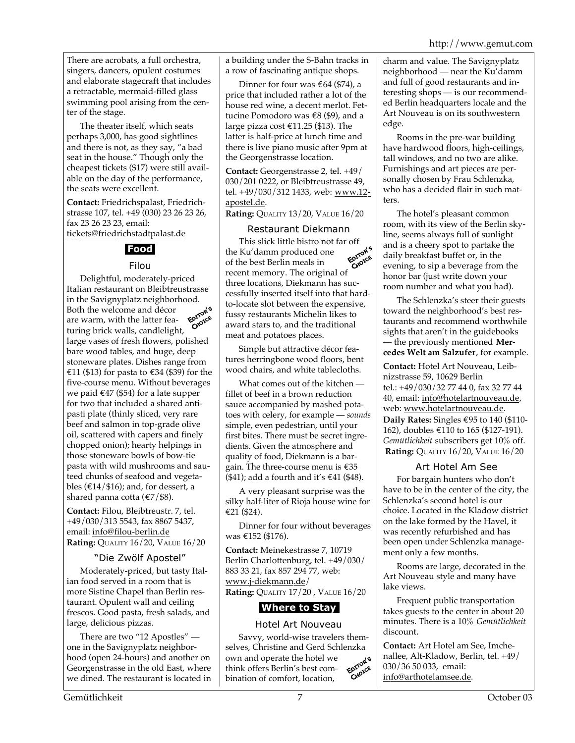There are acrobats, a full orchestra, singers, dancers, opulent costumes and elaborate stagecraft that includes a retractable, mermaid-filled glass swimming pool arising from the center of the stage.

The theater itself, which seats perhaps 3,000, has good sightlines and there is not, as they say, "a bad seat in the house." Though only the cheapest tickets ($17) were still available on the day of the performance, the seats were excellent.

**Contact:** Friedrichspalast, Friedrichstrasse 107, tel. +49 (030) 23 26 23 26, fax 23 26 23 23, email: tickets@friedrichstadtpalast.de

## Food

### Filou

EDITOR'S CHOICE

Delightful, moderately-priced Italian restaurant on Bleibtreustrasse in the Savignyplatz neighborhood. Both the welcome and décor are warm, with the latter featuring brick walls, candlelight, large vases of fresh flowers, polished bare wood tables, and huge, deep stoneware plates. Dishes range from €11 ($13) for pasta to €34 ($39) for the five-course menu. Without beverages we paid €47 ($54) for a late supper for two that included a shared antipasti plate (thinly sliced, very rare beef and salmon in top-grade olive oil, scattered with capers and finely chopped onion); hearty helpings in those stoneware bowls of bow-tie pasta with wild mushrooms and sauteed chunks of seafood and vegetables (€14/$16); and, for dessert, a shared panna cotta (€7/$8).

**Contact:** Filou, Bleibtreustr. 7, tel. +49/030/313 5543, fax 8867 5437, email: info@filou-berlin.de
**Rating:** QUALITY 16/20, VALUE 16/20

### "Die Zwölf Apostel"

Moderately-priced, but tasty Italian food served in a room that is more Sistine Chapel than Berlin restaurant. Opulent wall and ceiling frescos. Good pasta, fresh salads, and large, delicious pizzas.

There are two "12 Apostles" — one in the Savignyplatz neighborhood (open 24-hours) and another on Georgenstrasse in the old East, where we dined. The restaurant is located in a building under the S-Bahn tracks in a row of fascinating antique shops.

Dinner for four was €64 ($74), a price that included rather a lot of the house red wine, a decent merlot. Fettucine Pomodoro was €8 ($9), and a large pizza cost €11.25 ($13). The latter is half-price at lunch time and there is live piano music after 9pm at the Georgenstrasse location.

**Contact:** Georgenstrasse 2, tel. +49/030/201 0222, or Bleibtreustrasse 49, tel. +49/030/312 1433, web: www.12-apostel.de.
**Rating:** QUALITY 13/20, VALUE 16/20

### Restaurant Diekmann

EDITOR'S CHOICE

This slick little bistro not far off the Ku'damm produced one of the best Berlin meals in recent memory. The original of three locations, Diekmann has successfully inserted itself into that hard-to-locate slot between the expensive, fussy restaurants Michelin likes to award stars to, and the traditional meat and potatoes places.

Simple but attractive décor features herringbone wood floors, bent wood chairs, and white tablecloths.

What comes out of the kitchen — fillet of beef in a brown reduction sauce accompanied by mashed potatoes with celery, for example — *sounds* simple, even pedestrian, until your first bites. There must be secret ingredients. Given the atmosphere and quality of food, Diekmann is a bargain. The three-course menu is €35 ($41); add a fourth and it's €41 ($48).

A very pleasant surprise was the silky half-liter of Rioja house wine for €21 ($24).

Dinner for four without beverages was €152 ($176).

**Contact:** Meinekestrasse 7, 10719 Berlin Charlottenburg, tel. +49/030/883 33 21, fax 857 294 77, web: www.j-diekmann.de/
**Rating:** QUALITY 17/20 , VALUE 16/20

## Where to Stay

### Hotel Art Nouveau

EDITOR'S CHOICE

Savvy, world-wise travelers themselves, Christine and Gerd Schlenzka own and operate the hotel we think offers Berlin's best combination of comfort, location, charm and value. The Savignyplatz neighborhood — near the Ku'damm and full of good restaurants and interesting shops — is our recommended Berlin headquarters locale and the Art Nouveau is on its southwestern edge.

Rooms in the pre-war building have hardwood floors, high-ceilings, tall windows, and no two are alike. Furnishings and art pieces are personally chosen by Frau Schlenzka, who has a decided flair in such matters.

The hotel's pleasant common room, with its view of the Berlin skyline, seems always full of sunlight and is a cheery spot to partake the daily breakfast buffet or, in the evening, to sip a beverage from the honor bar (just write down your room number and what you had).

The Schlenzka's steer their guests toward the neighborhood's best restaurants and recommend worthwhile sights that aren't in the guidebooks — the previously mentioned **Mercedes Welt am Salzufer**, for example.

**Contact:** Hotel Art Nouveau, Leibnizstrasse 59, 10629 Berlin tel.: +49/030/32 77 44 0, fax 32 77 44 40, email: info@hotelartnouveau.de, web: www.hotelartnouveau.de.
**Daily Rates:** Singles €95 to 140 ($110-162), doubles €110 to 165 ($127-191). *Gemütlichkeit* subscribers get 10% off.
**Rating:** QUALITY 16/20, VALUE 16/20

### Art Hotel Am See

For bargain hunters who don't have to be in the center of the city, the Schlenzka's second hotel is our choice. Located in the Kladow district on the lake formed by the Havel, it was recently refurbished and has been open under Schlenzka management only a few months.

Rooms are large, decorated in the Art Nouveau style and many have lake views.

Frequent public transportation takes guests to the center in about 20 minutes. There is a 10% *Gemütlichkeit* discount.

**Contact:** Art Hotel am See, Imchenallee, Alt-Kladow, Berlin, tel. +49/030/36 50 033, email: info@arthotelamsee.de.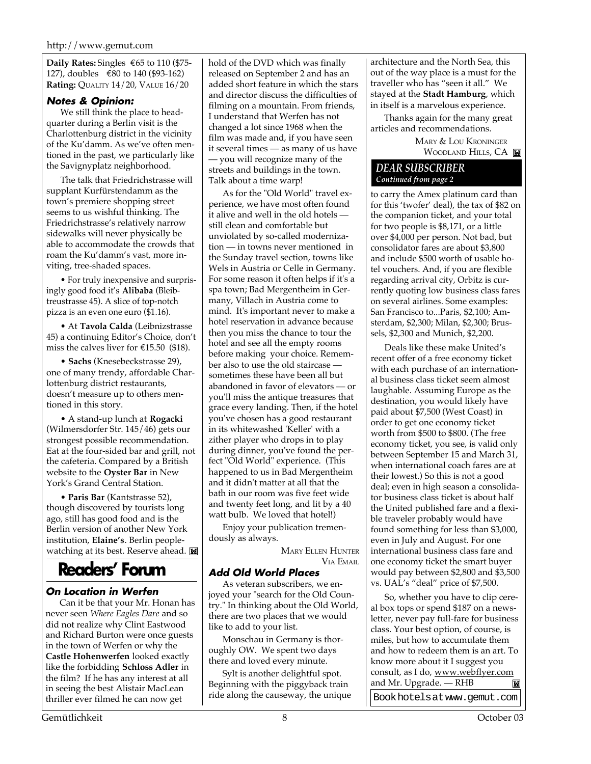**Daily Rates:** Singles €65 to 110 ($75-127), doubles €80 to 140 ($93-162)
**Rating:** QUALITY 14/20, VALUE 16/20

### *Notes & Opinion:*

We still think the place to headquarter during a Berlin visit is the Charlottenburg district in the vicinity of the Ku'damm. As we've often mentioned in the past, we particularly like the Savignyplatz neighborhood.

The talk that Friedrichstrasse will supplant Kurfürstendamm as the town's premiere shopping street seems to us wishful thinking. The Friedrichstrasse's relatively narrow sidewalks will never physically be able to accommodate the crowds that roam the Ku'damm's vast, more inviting, tree-shaded spaces.

• For truly inexpensive and surprisingly good food it's **Alibaba** (Bleibtreustrasse 45). A slice of top-notch pizza is an even one euro ($1.16).

• At **Tavola Calda** (Leibnizstrasse 45) a continuing Editor's Choice, don't miss the calves liver for €15.50 ($18).

• **Sachs** (Knesebeckstrasse 29), one of many trendy, affordable Charlottenburg district restaurants, doesn't measure up to others mentioned in this story.

• A stand-up lunch at **Rogacki** (Wilmersdorfer Str. 145/46) gets our strongest possible recommendation. Eat at the four-sided bar and grill, not the cafeteria. Compared by a British website to the **Oyster Bar** in New York's Grand Central Station.

• **Paris Bar** (Kantstrasse 52), though discovered by tourists long ago, still has good food and is the Berlin version of another New York institution, **Elaine's**. Berlin people-watching at its best. Reserve ahead.

# Readers' Forum

### *On Location in Werfen*

Can it be that your Mr. Honan has never seen *Where Eagles Dare* and so did not realize why Clint Eastwood and Richard Burton were once guests in the town of Werfen or why the **Castle Hohenwerfen** looked exactly like the forbidding **Schloss Adler** in the film? If he has any interest at all in seeing the best Alistair MacLean thriller ever filmed he can now get hold of the DVD which was finally released on September 2 and has an added short feature in which the stars and director discuss the difficulties of filming on a mountain. From friends, I understand that Werfen has not changed a lot since 1968 when the film was made and, if you have seen it several times — as many of us have — you will recognize many of the streets and buildings in the town. Talk about a time warp!

As for the "Old World" travel experience, we have most often found it alive and well in the old hotels — still clean and comfortable but unviolated by so-called modernization — in towns never mentioned in the Sunday travel section, towns like Wels in Austria or Celle in Germany. For some reason it often helps if it's a spa town; Bad Mergentheim in Germany, Villach in Austria come to mind. It's important never to make a hotel reservation in advance because then you miss the chance to tour the hotel and see all the empty rooms before making your choice. Remember also to use the old staircase — sometimes these have been all but abandoned in favor of elevators — or you'll miss the antique treasures that grace every landing. Then, if the hotel you've chosen has a good restaurant in its whitewashed 'Keller' with a zither player who drops in to play during dinner, you've found the perfect "Old World" experience. (This happened to us in Bad Mergentheim and it didn't matter at all that the bath in our room was five feet wide and twenty feet long, and lit by a 40 watt bulb. We loved that hotel!)

Enjoy your publication tremendously as always.

MARY ELLEN HUNTER
VIA EMAIL

### *Add Old World Places*

As veteran subscribers, we enjoyed your "search for the Old Country." In thinking about the Old World, there are two places that we would like to add to your list.

Monschau in Germany is thoroughly OW. We spent two days there and loved every minute.

Sylt is another delightful spot. Beginning with the piggyback train ride along the causeway, the unique architecture and the North Sea, this out of the way place is a must for the traveller who has "seen it all." We stayed at the **Stadt Hamburg**, which in itself is a marvelous experience.

Thanks again for the many great articles and recommendations.

MARY & LOU KRONINGER
WOODLAND HILLS, CA

## *DEAR SUBSCRIBER*
*Continued from page 2*

to carry the Amex platinum card than for this 'twofer' deal), the tax of $82 on the companion ticket, and your total for two people is $8,171, or a little over $4,000 per person. Not bad, but consolidator fares are about $3,800 and include $500 worth of usable hotel vouchers. And, if you are flexible regarding arrival city, Orbitz is currently quoting low business class fares on several airlines. Some examples: San Francisco to...Paris, $2,100; Amsterdam, $2,300; Milan, $2,300; Brussels, $2,300 and Munich, $2,200.

Deals like these make United's recent offer of a free economy ticket with each purchase of an international business class ticket seem almost laughable. Assuming Europe as the destination, you would likely have paid about $7,500 (West Coast) in order to get one economy ticket worth from $500 to $800. (The free economy ticket, you see, is valid only between September 15 and March 31, when international coach fares are at their lowest.) So this is not a good deal; even in high season a consolidator business class ticket is about half the United published fare and a flexible traveler probably would have found something for less than $3,000, even in July and August. For one international business class fare and one economy ticket the smart buyer would pay between $2,800 and $3,500 vs. UAL's "deal" price of $7,500.

So, whether you have to clip cereal box tops or spend $187 on a newsletter, never pay full-fare for business class. Your best option, of course, is miles, but how to accumulate them and how to redeem them is an art. To know more about it I suggest you consult, as I do, www.webflyer.com and Mr. Upgrade. — RHB

Book hotels at www.gemut.com